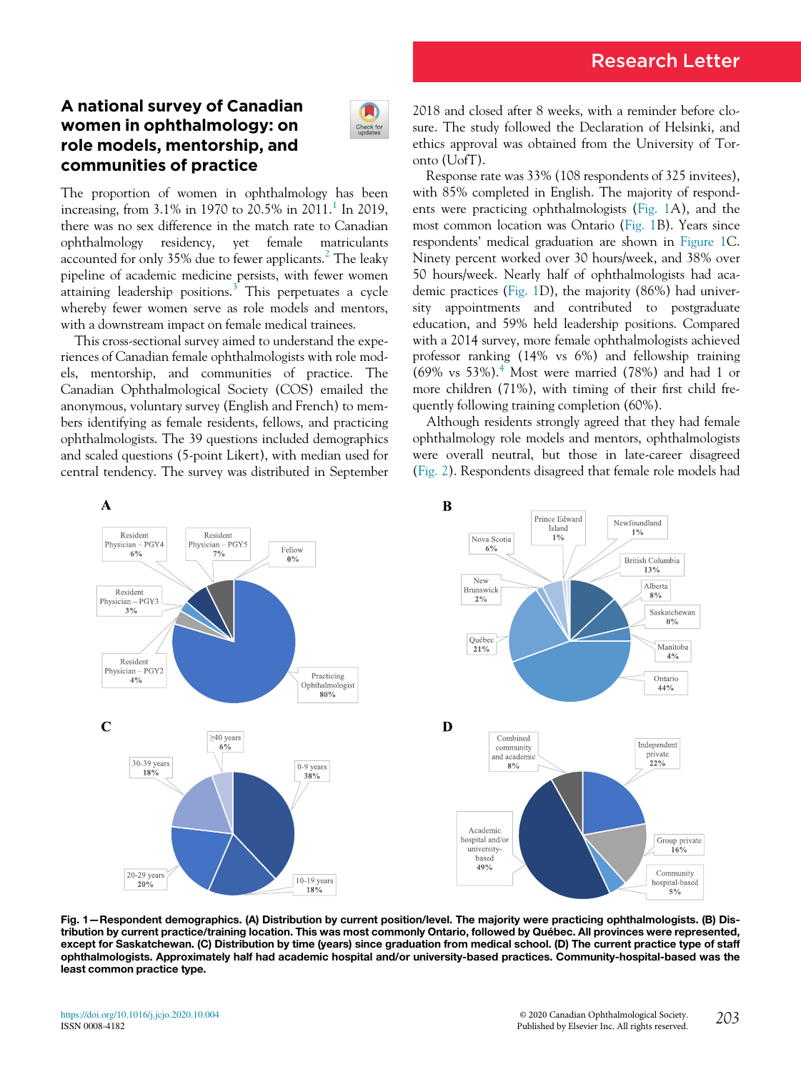Research Letter

# A national survey of Canadian women in ophthalmology: on role models, mentorship, and communities of practice

The proportion of women in ophthalmology has been increasing, from 3.1% in 1970 to 20.5% in 2011.[1] In 2019, there was no sex difference in the match rate to Canadian ophthalmology residency, yet female matriculants accounted for only 35% due to fewer applicants.[2] The leaky pipeline of academic medicine persists, with fewer women attaining leadership positions.[3] This perpetuates a cycle whereby fewer women serve as role models and mentors, with a downstream impact on female medical trainees.

This cross-sectional survey aimed to understand the experiences of Canadian female ophthalmologists with role models, mentorship, and communities of practice. The Canadian Ophthalmological Society (COS) emailed the anonymous, voluntary survey (English and French) to members identifying as female residents, fellows, and practicing ophthalmologists. The 39 questions included demographics and scaled questions (5-point Likert), with median used for central tendency. The survey was distributed in September 2018 and closed after 8 weeks, with a reminder before closure. The study followed the Declaration of Helsinki, and ethics approval was obtained from the University of Toronto (UofT).

Response rate was 33% (108 respondents of 325 invitees), with 85% completed in English. The majority of respondents were practicing ophthalmologists (Fig. 1A), and the most common location was Ontario (Fig. 1B). Years since respondents' medical graduation are shown in Figure 1C. Ninety percent worked over 30 hours/week, and 38% over 50 hours/week. Nearly half of ophthalmologists had academic practices (Fig. 1D), the majority (86%) had university appointments and contributed to postgraduate education, and 59% held leadership positions. Compared with a 2014 survey, more female ophthalmologists achieved professor ranking (14% vs 6%) and fellowship training (69% vs 53%).[4] Most were married (78%) and had 1 or more children (71%), with timing of their first child frequently following training completion (60%).

Although residents strongly agreed that they had female ophthalmology role models and mentors, ophthalmologists were overall neutral, but those in late-career disagreed (Fig. 2). Respondents disagreed that female role models had

**Fig. 1—Respondent demographics. (A) Distribution by current position/level. The majority were practicing ophthalmologists. (B) Distribution by current practice/training location. This was most commonly Ontario, followed by Québec. All provinces were represented, except for Saskatchewan. (C) Distribution by time (years) since graduation from medical school. (D) The current practice type of staff ophthalmologists. Approximately half had academic hospital and/or university-based practices. Community-hospital-based was the least common practice type.**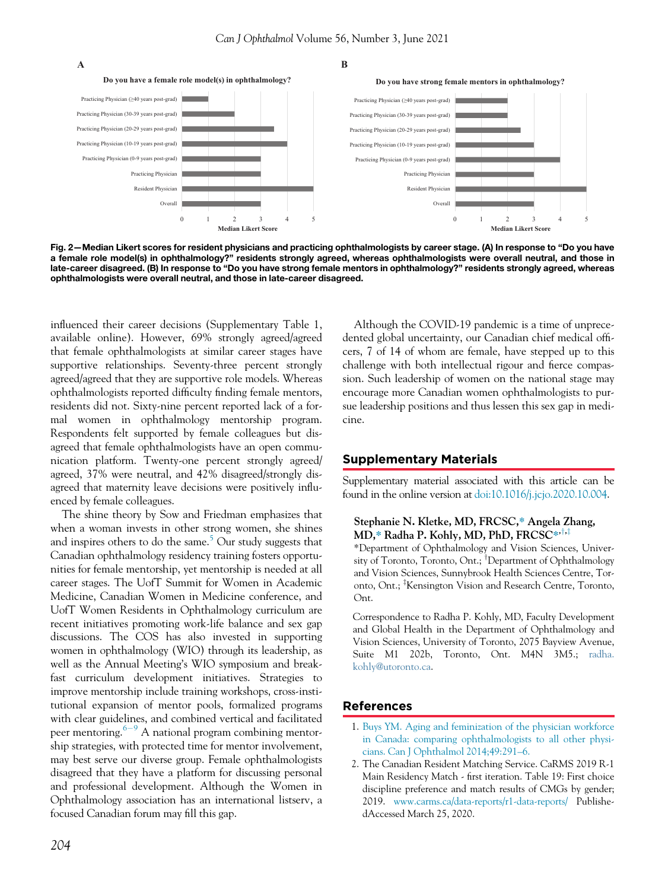**Fig. 2—Median Likert scores for resident physicians and practicing ophthalmologists by career stage. (A) In response to "Do you have a female role model(s) in ophthalmology?" residents strongly agreed, whereas ophthalmologists were overall neutral, and those in late-career disagreed. (B) In response to "Do you have strong female mentors in ophthalmology?" residents strongly agreed, whereas ophthalmologists were overall neutral, and those in late-career disagreed.**

influenced their career decisions (Supplementary Table 1, available online). However, 69% strongly agreed/agreed that female ophthalmologists at similar career stages have supportive relationships. Seventy-three percent strongly agreed/agreed that they are supportive role models. Whereas ophthalmologists reported difficulty finding female mentors, residents did not. Sixty-nine percent reported lack of a formal women in ophthalmology mentorship program. Respondents felt supported by female colleagues but disagreed that female ophthalmologists have an open communication platform. Twenty-one percent strongly agreed/agreed, 37% were neutral, and 42% disagreed/strongly disagreed that maternity leave decisions were positively influenced by female colleagues.

The shine theory by Sow and Friedman emphasizes that when a woman invests in other strong women, she shines and inspires others to do the same.[5] Our study suggests that Canadian ophthalmology residency training fosters opportunities for female mentorship, yet mentorship is needed at all career stages. The UofT Summit for Women in Academic Medicine, Canadian Women in Medicine conference, and UofT Women Residents in Ophthalmology curriculum are recent initiatives promoting work-life balance and sex gap discussions. The COS has also invested in supporting women in ophthalmology (WIO) through its leadership, as well as the Annual Meeting's WIO symposium and breakfast curriculum development initiatives. Strategies to improve mentorship include training workshops, cross-institutional expansion of mentor pools, formalized programs with clear guidelines, and combined vertical and facilitated peer mentoring.[6–9] A national program combining mentorship strategies, with protected time for mentor involvement, may best serve our diverse group. Female ophthalmologists disagreed that they have a platform for discussing personal and professional development. Although the Women in Ophthalmology association has an international listserv, a focused Canadian forum may fill this gap.

Although the COVID-19 pandemic is a time of unprecedented global uncertainty, our Canadian chief medical officers, 7 of 14 of whom are female, have stepped up to this challenge with both intellectual rigour and fierce compassion. Such leadership of women on the national stage may encourage more Canadian women ophthalmologists to pursue leadership positions and thus lessen this sex gap in medicine.

## Supplementary Materials

Supplementary material associated with this article can be found in the online version at doi:10.1016/j.jcjo.2020.10.004.

**Stephanie N. Kletke, MD, FRCSC,\* Angela Zhang, MD,\* Radha P. Kohly, MD, PhD, FRCSC\*,†,‡**

\*Department of Ophthalmology and Vision Sciences, University of Toronto, Toronto, Ont.; †Department of Ophthalmology and Vision Sciences, Sunnybrook Health Sciences Centre, Toronto, Ont.; ‡Kensington Vision and Research Centre, Toronto, Ont.

Correspondence to Radha P. Kohly, MD, Faculty Development and Global Health in the Department of Ophthalmology and Vision Sciences, University of Toronto, 2075 Bayview Avenue, Suite M1 202b, Toronto, Ont. M4N 3M5.; radha.kohly@utoronto.ca.

## References

1. Buys YM. Aging and feminization of the physician workforce in Canada: comparing ophthalmologists to all other physicians. Can J Ophthalmol 2014;49:291–6.
2. The Canadian Resident Matching Service. CaRMS 2019 R-1 Main Residency Match - first iteration. Table 19: First choice discipline preference and match results of CMGs by gender; 2019. www.carms.ca/data-reports/r1-data-reports/ PublishedAccessed March 25, 2020.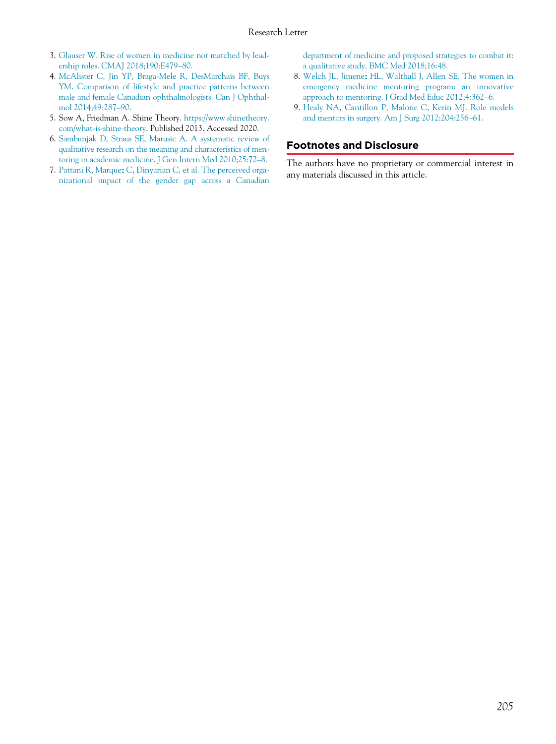3. Glauser W. Rise of women in medicine not matched by leadership roles. CMAJ 2018;190:E479–80.
4. McAlister C, Jin YP, Braga-Mele R, DesMarchais BF, Buys YM. Comparison of lifestyle and practice patterns between male and female Canadian ophthalmologists. Can J Ophthalmol 2014;49:287–90.
5. Sow A, Friedman A. Shine Theory. https://www.shinetheory.com/what-is-shine-theory. Published 2013. Accessed 2020.
6. Sambunjak D, Straus SE, Marusic A. A systematic review of qualitative research on the meaning and characteristics of mentoring in academic medicine. J Gen Intern Med 2010;25:72–8.
7. Pattani R, Marquez C, Dinyarian C, et al. The perceived organizational impact of the gender gap across a Canadian department of medicine and proposed strategies to combat it: a qualitative study. BMC Med 2018;16:48.
8. Welch JL, Jimenez HL, Walthall J, Allen SE. The women in emergency medicine mentoring program: an innovative approach to mentoring. J Grad Med Educ 2012;4:362–6.
9. Healy NA, Cantillon P, Malone C, Kerin MJ. Role models and mentors in surgery. Am J Surg 2012;204:256–61.

## Footnotes and Disclosure

The authors have no proprietary or commercial interest in any materials discussed in this article.